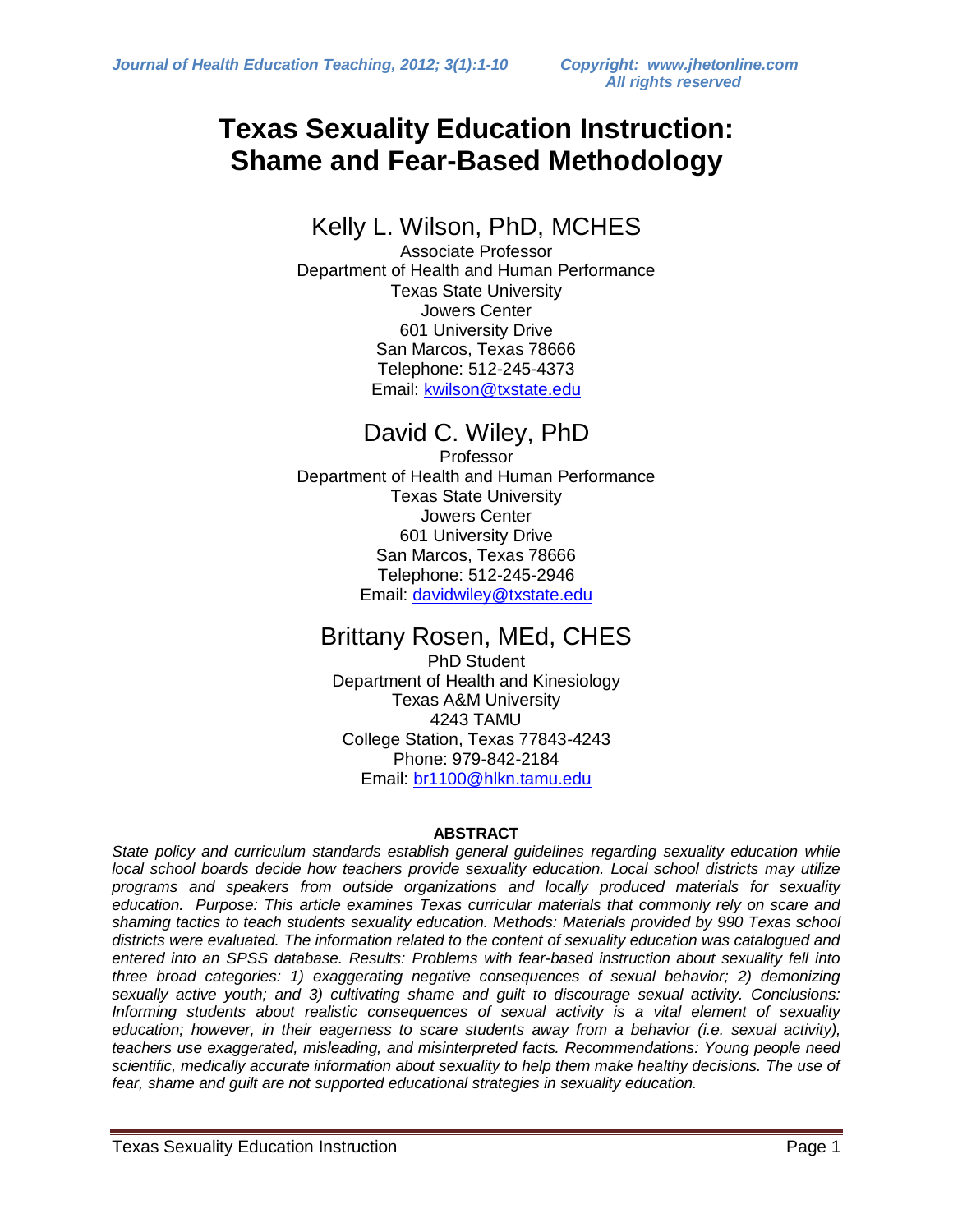# Texas Sexuality Education Instruction: Shame and Fear-Based Methodology

## Kelly L. Wilson, PhD, MCHES

Associate Professor
Department of Health and Human Performance
Texas State University
Jowers Center
601 University Drive
San Marcos, Texas 78666
Telephone: 512-245-4373
Email: kwilson@txstate.edu

## David C. Wiley, PhD

Professor
Department of Health and Human Performance
Texas State University
Jowers Center
601 University Drive
San Marcos, Texas 78666
Telephone: 512-245-2946
Email: davidwiley@txstate.edu

## Brittany Rosen, MEd, CHES

PhD Student
Department of Health and Kinesiology
Texas A&M University
4243 TAMU
College Station, Texas 77843-4243
Phone: 979-842-2184
Email: br1100@hlkn.tamu.edu

**ABSTRACT**

*State policy and curriculum standards establish general guidelines regarding sexuality education while local school boards decide how teachers provide sexuality education. Local school districts may utilize programs and speakers from outside organizations and locally produced materials for sexuality education. Purpose: This article examines Texas curricular materials that commonly rely on scare and shaming tactics to teach students sexuality education. Methods: Materials provided by 990 Texas school districts were evaluated. The information related to the content of sexuality education was catalogued and entered into an SPSS database. Results: Problems with fear-based instruction about sexuality fell into three broad categories: 1) exaggerating negative consequences of sexual behavior; 2) demonizing sexually active youth; and 3) cultivating shame and guilt to discourage sexual activity. Conclusions: Informing students about realistic consequences of sexual activity is a vital element of sexuality education; however, in their eagerness to scare students away from a behavior (i.e. sexual activity), teachers use exaggerated, misleading, and misinterpreted facts. Recommendations: Young people need scientific, medically accurate information about sexuality to help them make healthy decisions. The use of fear, shame and guilt are not supported educational strategies in sexuality education.*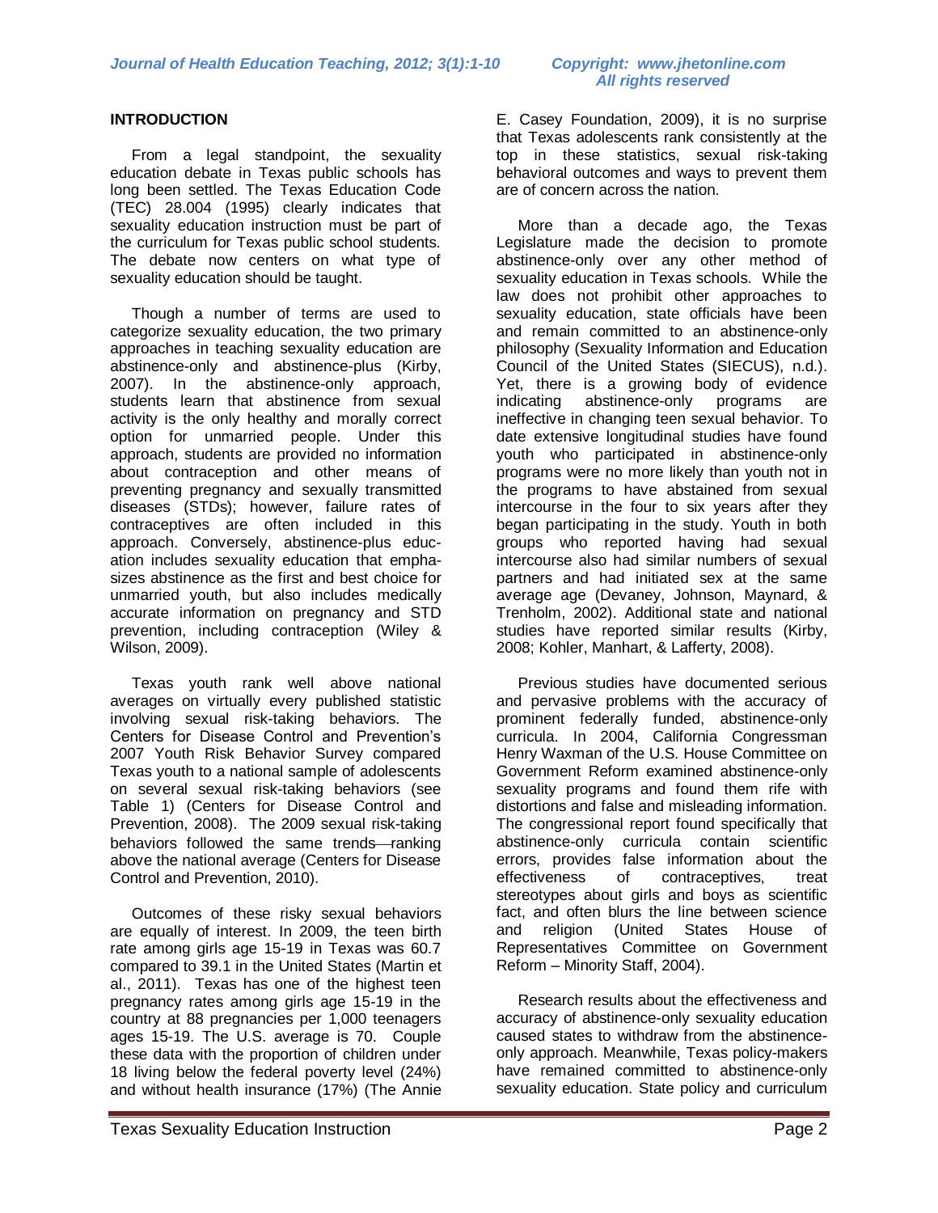## INTRODUCTION

From a legal standpoint, the sexuality education debate in Texas public schools has long been settled. The Texas Education Code (TEC) 28.004 (1995) clearly indicates that sexuality education instruction must be part of the curriculum for Texas public school students. The debate now centers on what type of sexuality education should be taught.

Though a number of terms are used to categorize sexuality education, the two primary approaches in teaching sexuality education are abstinence-only and abstinence-plus (Kirby, 2007). In the abstinence-only approach, students learn that abstinence from sexual activity is the only healthy and morally correct option for unmarried people. Under this approach, students are provided no information about contraception and other means of preventing pregnancy and sexually transmitted diseases (STDs); however, failure rates of contraceptives are often included in this approach. Conversely, abstinence-plus education includes sexuality education that emphasizes abstinence as the first and best choice for unmarried youth, but also includes medically accurate information on pregnancy and STD prevention, including contraception (Wiley & Wilson, 2009).

Texas youth rank well above national averages on virtually every published statistic involving sexual risk-taking behaviors. The Centers for Disease Control and Prevention's 2007 Youth Risk Behavior Survey compared Texas youth to a national sample of adolescents on several sexual risk-taking behaviors (see Table 1) (Centers for Disease Control and Prevention, 2008). The 2009 sexual risk-taking behaviors followed the same trends—ranking above the national average (Centers for Disease Control and Prevention, 2010).

Outcomes of these risky sexual behaviors are equally of interest. In 2009, the teen birth rate among girls age 15-19 in Texas was 60.7 compared to 39.1 in the United States (Martin et al., 2011). Texas has one of the highest teen pregnancy rates among girls age 15-19 in the country at 88 pregnancies per 1,000 teenagers ages 15-19. The U.S. average is 70. Couple these data with the proportion of children under 18 living below the federal poverty level (24%) and without health insurance (17%) (The Annie E. Casey Foundation, 2009), it is no surprise that Texas adolescents rank consistently at the top in these statistics, sexual risk-taking behavioral outcomes and ways to prevent them are of concern across the nation.

More than a decade ago, the Texas Legislature made the decision to promote abstinence-only over any other method of sexuality education in Texas schools. While the law does not prohibit other approaches to sexuality education, state officials have been and remain committed to an abstinence-only philosophy (Sexuality Information and Education Council of the United States (SIECUS), n.d.). Yet, there is a growing body of evidence indicating abstinence-only programs are ineffective in changing teen sexual behavior. To date extensive longitudinal studies have found youth who participated in abstinence-only programs were no more likely than youth not in the programs to have abstained from sexual intercourse in the four to six years after they began participating in the study. Youth in both groups who reported having had sexual intercourse also had similar numbers of sexual partners and had initiated sex at the same average age (Devaney, Johnson, Maynard, & Trenholm, 2002). Additional state and national studies have reported similar results (Kirby, 2008; Kohler, Manhart, & Lafferty, 2008).

Previous studies have documented serious and pervasive problems with the accuracy of prominent federally funded, abstinence-only curricula. In 2004, California Congressman Henry Waxman of the U.S. House Committee on Government Reform examined abstinence-only sexuality programs and found them rife with distortions and false and misleading information. The congressional report found specifically that abstinence-only curricula contain scientific errors, provides false information about the effectiveness of contraceptives, treat stereotypes about girls and boys as scientific fact, and often blurs the line between science and religion (United States House of Representatives Committee on Government Reform – Minority Staff, 2004).

Research results about the effectiveness and accuracy of abstinence-only sexuality education caused states to withdraw from the abstinence-only approach. Meanwhile, Texas policy-makers have remained committed to abstinence-only sexuality education. State policy and curriculum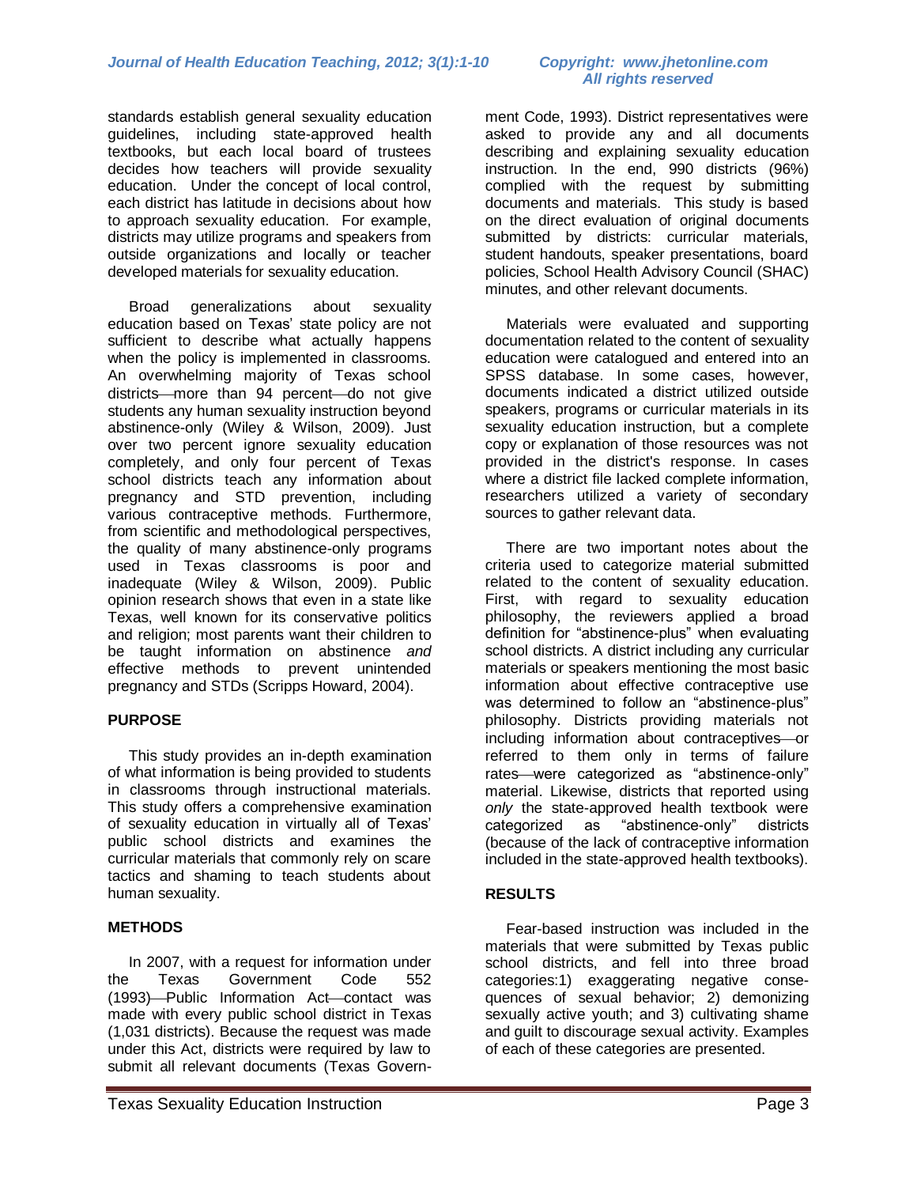standards establish general sexuality education guidelines, including state-approved health textbooks, but each local board of trustees decides how teachers will provide sexuality education. Under the concept of local control, each district has latitude in decisions about how to approach sexuality education. For example, districts may utilize programs and speakers from outside organizations and locally or teacher developed materials for sexuality education.

Broad generalizations about sexuality education based on Texas' state policy are not sufficient to describe what actually happens when the policy is implemented in classrooms. An overwhelming majority of Texas school districts—more than 94 percent—do not give students any human sexuality instruction beyond abstinence-only (Wiley & Wilson, 2009). Just over two percent ignore sexuality education completely, and only four percent of Texas school districts teach any information about pregnancy and STD prevention, including various contraceptive methods. Furthermore, from scientific and methodological perspectives, the quality of many abstinence-only programs used in Texas classrooms is poor and inadequate (Wiley & Wilson, 2009). Public opinion research shows that even in a state like Texas, well known for its conservative politics and religion; most parents want their children to be taught information on abstinence *and* effective methods to prevent unintended pregnancy and STDs (Scripps Howard, 2004).

## PURPOSE

This study provides an in-depth examination of what information is being provided to students in classrooms through instructional materials. This study offers a comprehensive examination of sexuality education in virtually all of Texas' public school districts and examines the curricular materials that commonly rely on scare tactics and shaming to teach students about human sexuality.

## METHODS

In 2007, with a request for information under the Texas Government Code 552 (1993)—Public Information Act—contact was made with every public school district in Texas (1,031 districts). Because the request was made under this Act, districts were required by law to submit all relevant documents (Texas Government Code, 1993). District representatives were asked to provide any and all documents describing and explaining sexuality education instruction. In the end, 990 districts (96%) complied with the request by submitting documents and materials. This study is based on the direct evaluation of original documents submitted by districts: curricular materials, student handouts, speaker presentations, board policies, School Health Advisory Council (SHAC) minutes, and other relevant documents.

Materials were evaluated and supporting documentation related to the content of sexuality education were catalogued and entered into an SPSS database. In some cases, however, documents indicated a district utilized outside speakers, programs or curricular materials in its sexuality education instruction, but a complete copy or explanation of those resources was not provided in the district's response. In cases where a district file lacked complete information, researchers utilized a variety of secondary sources to gather relevant data.

There are two important notes about the criteria used to categorize material submitted related to the content of sexuality education. First, with regard to sexuality education philosophy, the reviewers applied a broad definition for "abstinence-plus" when evaluating school districts. A district including any curricular materials or speakers mentioning the most basic information about effective contraceptive use was determined to follow an "abstinence-plus" philosophy. Districts providing materials not including information about contraceptives—or referred to them only in terms of failure rates—were categorized as "abstinence-only" material. Likewise, districts that reported using *only* the state-approved health textbook were categorized as "abstinence-only" districts (because of the lack of contraceptive information included in the state-approved health textbooks).

## RESULTS

Fear-based instruction was included in the materials that were submitted by Texas public school districts, and fell into three broad categories:1) exaggerating negative consequences of sexual behavior; 2) demonizing sexually active youth; and 3) cultivating shame and guilt to discourage sexual activity. Examples of each of these categories are presented.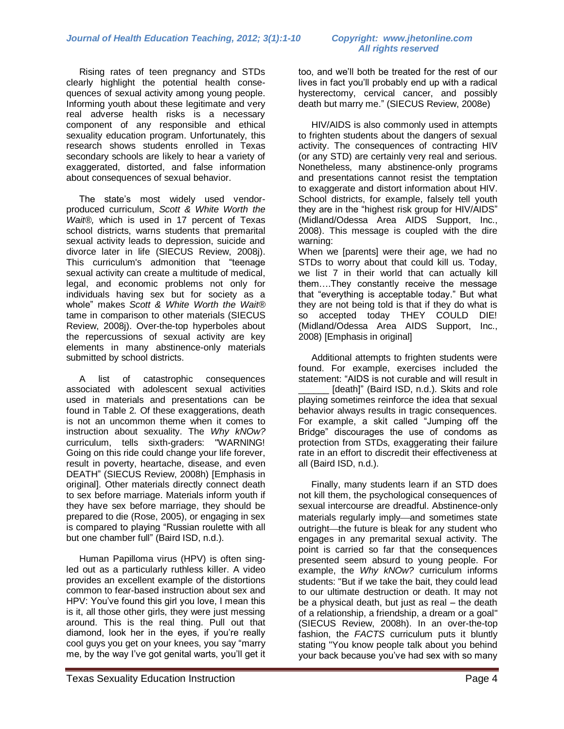Rising rates of teen pregnancy and STDs clearly highlight the potential health consequences of sexual activity among young people. Informing youth about these legitimate and very real adverse health risks is a necessary component of any responsible and ethical sexuality education program. Unfortunately, this research shows students enrolled in Texas secondary schools are likely to hear a variety of exaggerated, distorted, and false information about consequences of sexual behavior.

The state's most widely used vendor-produced curriculum, *Scott & White Worth the Wait®*, which is used in 17 percent of Texas school districts, warns students that premarital sexual activity leads to depression, suicide and divorce later in life (SIECUS Review, 2008j). This curriculum's admonition that "teenage sexual activity can create a multitude of medical, legal, and economic problems not only for individuals having sex but for society as a whole" makes *Scott & White Worth the Wait®* tame in comparison to other materials (SIECUS Review, 2008j). Over-the-top hyperboles about the repercussions of sexual activity are key elements in many abstinence-only materials submitted by school districts.

A list of catastrophic consequences associated with adolescent sexual activities used in materials and presentations can be found in Table 2. Of these exaggerations, death is not an uncommon theme when it comes to instruction about sexuality. The *Why kNOw?* curriculum, tells sixth-graders: "WARNING! Going on this ride could change your life forever, result in poverty, heartache, disease, and even DEATH" (SIECUS Review, 2008h) [Emphasis in original]. Other materials directly connect death to sex before marriage. Materials inform youth if they have sex before marriage, they should be prepared to die (Rose, 2005), or engaging in sex is compared to playing "Russian roulette with all but one chamber full" (Baird ISD, n.d.).

Human Papilloma virus (HPV) is often singled out as a particularly ruthless killer. A video provides an excellent example of the distortions common to fear-based instruction about sex and HPV: You've found this girl you love, I mean this is it, all those other girls, they were just messing around. This is the real thing. Pull out that diamond, look her in the eyes, if you're really cool guys you get on your knees, you say "marry me, by the way I've got genital warts, you'll get it too, and we'll both be treated for the rest of our lives in fact you'll probably end up with a radical hysterectomy, cervical cancer, and possibly death but marry me." (SIECUS Review, 2008e)

HIV/AIDS is also commonly used in attempts to frighten students about the dangers of sexual activity. The consequences of contracting HIV (or any STD) are certainly very real and serious. Nonetheless, many abstinence-only programs and presentations cannot resist the temptation to exaggerate and distort information about HIV. School districts, for example, falsely tell youth they are in the "highest risk group for HIV/AIDS" (Midland/Odessa Area AIDS Support, Inc., 2008). This message is coupled with the dire warning:

When we [parents] were their age, we had no STDs to worry about that could kill us. Today, we list 7 in their world that can actually kill them....They constantly receive the message that "everything is acceptable today." But what they are not being told is that if they do what is so accepted today THEY COULD DIE! (Midland/Odessa Area AIDS Support, Inc., 2008) [Emphasis in original]

Additional attempts to frighten students were found. For example, exercises included the statement: "AIDS is not curable and will result in ______ [death]" (Baird ISD, n.d.). Skits and role playing sometimes reinforce the idea that sexual behavior always results in tragic consequences. For example, a skit called "Jumping off the Bridge" discourages the use of condoms as protection from STDs, exaggerating their failure rate in an effort to discredit their effectiveness at all (Baird ISD, n.d.).

Finally, many students learn if an STD does not kill them, the psychological consequences of sexual intercourse are dreadful. Abstinence-only materials regularly imply—and sometimes state outright—the future is bleak for any student who engages in any premarital sexual activity. The point is carried so far that the consequences presented seem absurd to young people. For example, the *Why kNOw?* curriculum informs students: "But if we take the bait, they could lead to our ultimate destruction or death. It may not be a physical death, but just as real – the death of a relationship, a friendship, a dream or a goal" (SIECUS Review, 2008h). In an over-the-top fashion, the *FACTS* curriculum puts it bluntly stating "You know people talk about you behind your back because you've had sex with so many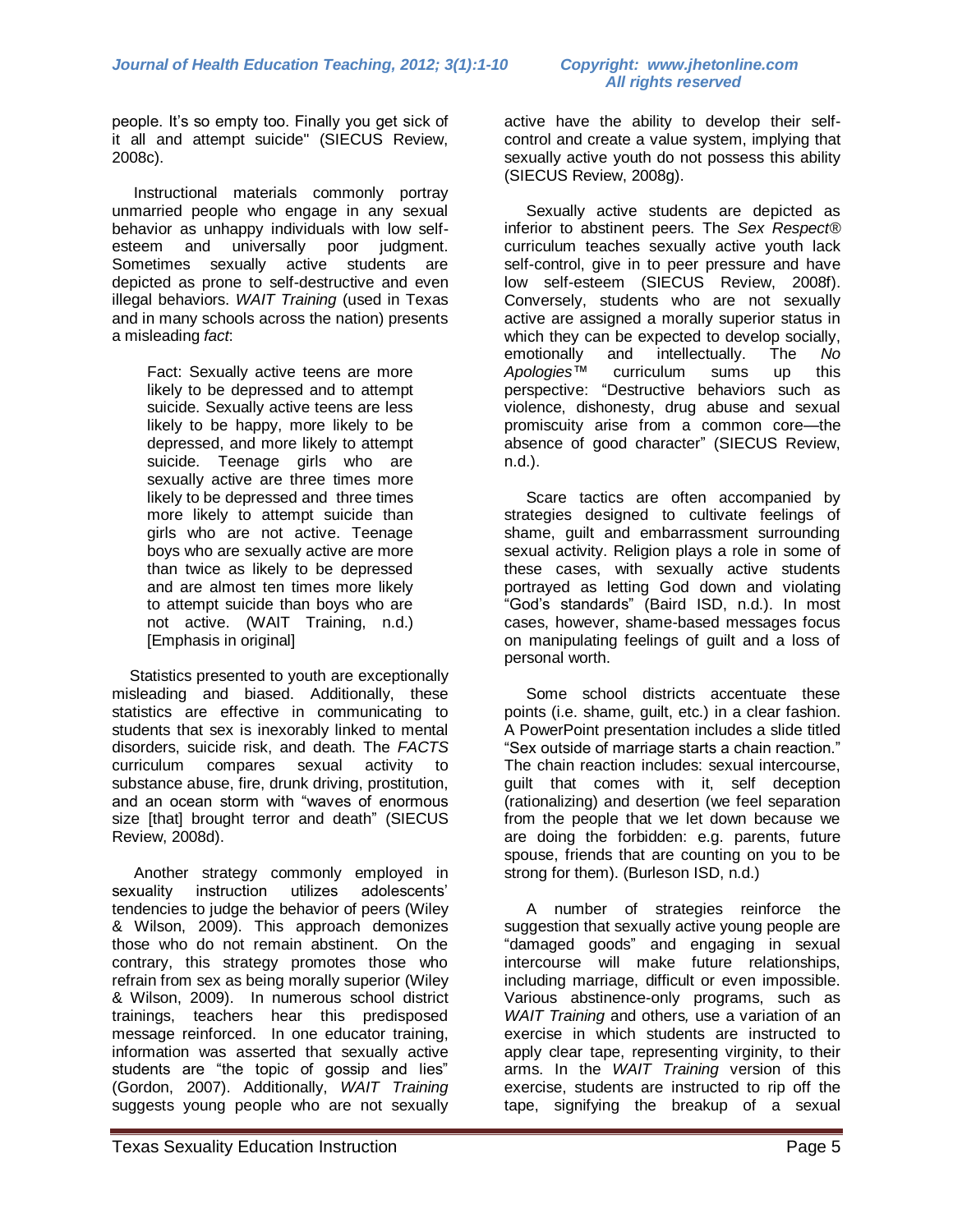people. It's so empty too. Finally you get sick of it all and attempt suicide" (SIECUS Review, 2008c).

Instructional materials commonly portray unmarried people who engage in any sexual behavior as unhappy individuals with low self-esteem and universally poor judgment. Sometimes sexually active students are depicted as prone to self-destructive and even illegal behaviors. *WAIT Training* (used in Texas and in many schools across the nation) presents a misleading *fact*:

> Fact: Sexually active teens are more likely to be depressed and to attempt suicide. Sexually active teens are less likely to be happy, more likely to be depressed, and more likely to attempt suicide. Teenage girls who are sexually active are three times more likely to be depressed and three times more likely to attempt suicide than girls who are not active. Teenage boys who are sexually active are more than twice as likely to be depressed and are almost ten times more likely to attempt suicide than boys who are not active. (WAIT Training, n.d.) [Emphasis in original]

Statistics presented to youth are exceptionally misleading and biased. Additionally, these statistics are effective in communicating to students that sex is inexorably linked to mental disorders, suicide risk, and death. The *FACTS* curriculum compares sexual activity to substance abuse, fire, drunk driving, prostitution, and an ocean storm with "waves of enormous size [that] brought terror and death" (SIECUS Review, 2008d).

Another strategy commonly employed in sexuality instruction utilizes adolescents' tendencies to judge the behavior of peers (Wiley & Wilson, 2009). This approach demonizes those who do not remain abstinent. On the contrary, this strategy promotes those who refrain from sex as being morally superior (Wiley & Wilson, 2009). In numerous school district trainings, teachers hear this predisposed message reinforced. In one educator training, information was asserted that sexually active students are "the topic of gossip and lies" (Gordon, 2007). Additionally, *WAIT Training* suggests young people who are not sexually active have the ability to develop their self-control and create a value system, implying that sexually active youth do not possess this ability (SIECUS Review, 2008g).

Sexually active students are depicted as inferior to abstinent peers. The *Sex Respect®* curriculum teaches sexually active youth lack self-control, give in to peer pressure and have low self-esteem (SIECUS Review, 2008f). Conversely, students who are not sexually active are assigned a morally superior status in which they can be expected to develop socially, emotionally and intellectually. The *No Apologies™* curriculum sums up this perspective: "Destructive behaviors such as violence, dishonesty, drug abuse and sexual promiscuity arise from a common core—the absence of good character" (SIECUS Review, n.d.).

Scare tactics are often accompanied by strategies designed to cultivate feelings of shame, guilt and embarrassment surrounding sexual activity. Religion plays a role in some of these cases, with sexually active students portrayed as letting God down and violating "God's standards" (Baird ISD, n.d.). In most cases, however, shame-based messages focus on manipulating feelings of guilt and a loss of personal worth.

Some school districts accentuate these points (i.e. shame, guilt, etc.) in a clear fashion. A PowerPoint presentation includes a slide titled "Sex outside of marriage starts a chain reaction." The chain reaction includes: sexual intercourse, guilt that comes with it, self deception (rationalizing) and desertion (we feel separation from the people that we let down because we are doing the forbidden: e.g. parents, future spouse, friends that are counting on you to be strong for them). (Burleson ISD, n.d.)

A number of strategies reinforce the suggestion that sexually active young people are "damaged goods" and engaging in sexual intercourse will make future relationships, including marriage, difficult or even impossible. Various abstinence-only programs, such as *WAIT Training* and others*,* use a variation of an exercise in which students are instructed to apply clear tape, representing virginity, to their arms. In the *WAIT Training* version of this exercise, students are instructed to rip off the tape, signifying the breakup of a sexual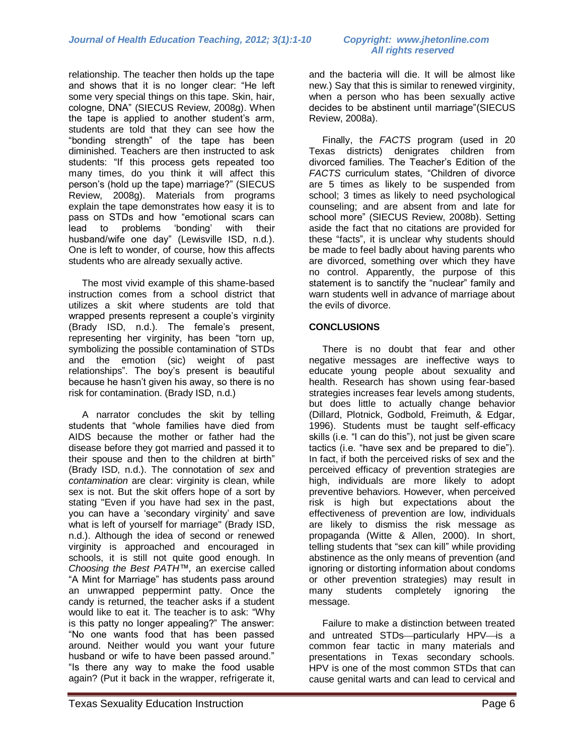relationship. The teacher then holds up the tape and shows that it is no longer clear: "He left some very special things on this tape. Skin, hair, cologne, DNA" (SIECUS Review, 2008g). When the tape is applied to another student's arm, students are told that they can see how the "bonding strength" of the tape has been diminished. Teachers are then instructed to ask students: "If this process gets repeated too many times, do you think it will affect this person's (hold up the tape) marriage?" (SIECUS Review, 2008g). Materials from programs explain the tape demonstrates how easy it is to pass on STDs and how "emotional scars can lead to problems 'bonding' with their husband/wife one day" (Lewisville ISD, n.d.). One is left to wonder, of course, how this affects students who are already sexually active.

The most vivid example of this shame-based instruction comes from a school district that utilizes a skit where students are told that wrapped presents represent a couple's virginity (Brady ISD, n.d.). The female's present, representing her virginity, has been "torn up, symbolizing the possible contamination of STDs and the emotion (sic) weight of past relationships". The boy's present is beautiful because he hasn't given his away, so there is no risk for contamination. (Brady ISD, n.d.)

A narrator concludes the skit by telling students that "whole families have died from AIDS because the mother or father had the disease before they got married and passed it to their spouse and then to the children at birth" (Brady ISD, n.d.). The connotation of *sex* and *contamination* are clear: virginity is clean, while sex is not. But the skit offers hope of a sort by stating "Even if you have had sex in the past, you can have a 'secondary virginity' and save what is left of yourself for marriage" (Brady ISD, n.d.). Although the idea of second or renewed virginity is approached and encouraged in schools, it is still not quite good enough. In *Choosing the Best PATH™*, an exercise called "A Mint for Marriage" has students pass around an unwrapped peppermint patty. Once the candy is returned, the teacher asks if a student would like to eat it. The teacher is to ask: "Why is this patty no longer appealing?" The answer: "No one wants food that has been passed around. Neither would you want your future husband or wife to have been passed around." "Is there any way to make the food usable again? (Put it back in the wrapper, refrigerate it, and the bacteria will die. It will be almost like new.) Say that this is similar to renewed virginity, when a person who has been sexually active decides to be abstinent until marriage"(SIECUS Review, 2008a).

Finally, the *FACTS* program (used in 20 Texas districts) denigrates children from divorced families. The Teacher's Edition of the *FACTS* curriculum states, "Children of divorce are 5 times as likely to be suspended from school; 3 times as likely to need psychological counseling; and are absent from and late for school more" (SIECUS Review, 2008b). Setting aside the fact that no citations are provided for these "facts", it is unclear why students should be made to feel badly about having parents who are divorced, something over which they have no control. Apparently, the purpose of this statement is to sanctify the "nuclear" family and warn students well in advance of marriage about the evils of divorce.

## CONCLUSIONS

There is no doubt that fear and other negative messages are ineffective ways to educate young people about sexuality and health. Research has shown using fear-based strategies increases fear levels among students, but does little to actually change behavior (Dillard, Plotnick, Godbold, Freimuth, & Edgar, 1996). Students must be taught self-efficacy skills (i.e. "I can do this"), not just be given scare tactics (i.e. "have sex and be prepared to die"). In fact, if both the perceived risks of sex and the perceived efficacy of prevention strategies are high, individuals are more likely to adopt preventive behaviors. However, when perceived risk is high but expectations about the effectiveness of prevention are low, individuals are likely to dismiss the risk message as propaganda (Witte & Allen, 2000). In short, telling students that "sex can kill" while providing abstinence as the only means of prevention (and ignoring or distorting information about condoms or other prevention strategies) may result in many students completely ignoring the message.

Failure to make a distinction between treated and untreated STDs—particularly HPV—is a common fear tactic in many materials and presentations in Texas secondary schools. HPV is one of the most common STDs that can cause genital warts and can lead to cervical and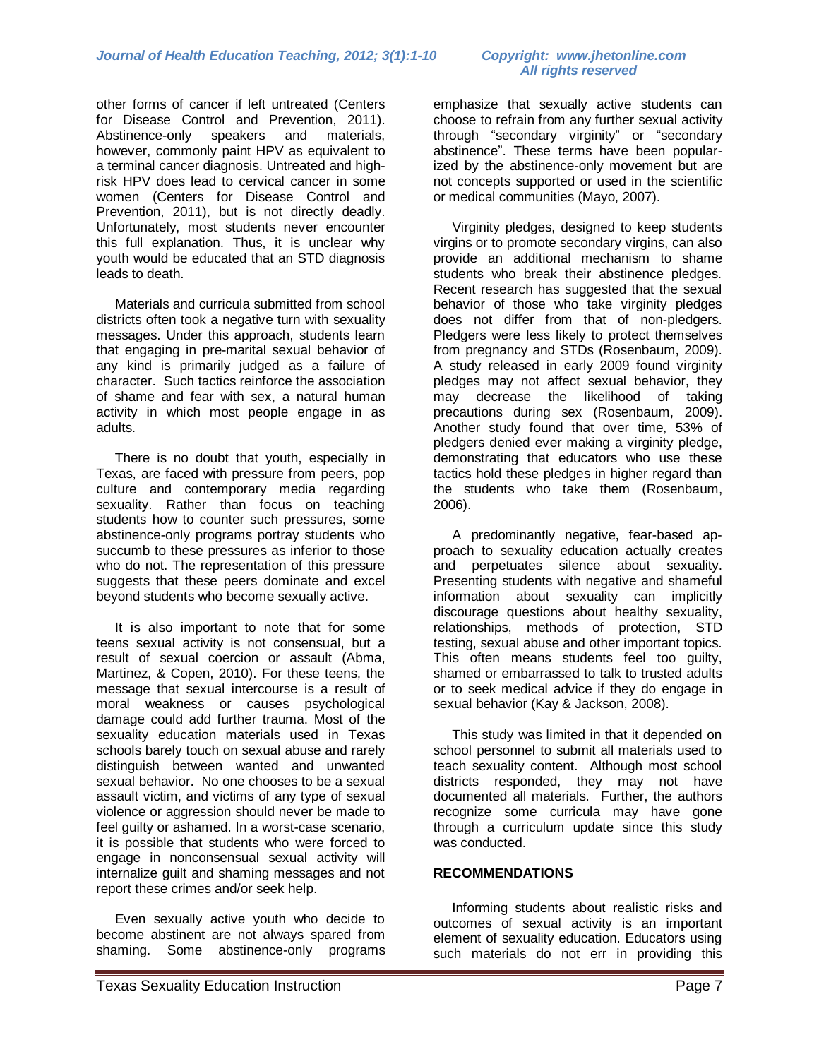other forms of cancer if left untreated (Centers for Disease Control and Prevention, 2011). Abstinence-only speakers and materials, however, commonly paint HPV as equivalent to a terminal cancer diagnosis. Untreated and high-risk HPV does lead to cervical cancer in some women (Centers for Disease Control and Prevention, 2011), but is not directly deadly. Unfortunately, most students never encounter this full explanation. Thus, it is unclear why youth would be educated that an STD diagnosis leads to death.

Materials and curricula submitted from school districts often took a negative turn with sexuality messages. Under this approach, students learn that engaging in pre-marital sexual behavior of any kind is primarily judged as a failure of character. Such tactics reinforce the association of shame and fear with sex, a natural human activity in which most people engage in as adults.

There is no doubt that youth, especially in Texas, are faced with pressure from peers, pop culture and contemporary media regarding sexuality. Rather than focus on teaching students how to counter such pressures, some abstinence-only programs portray students who succumb to these pressures as inferior to those who do not. The representation of this pressure suggests that these peers dominate and excel beyond students who become sexually active.

It is also important to note that for some teens sexual activity is not consensual, but a result of sexual coercion or assault (Abma, Martinez, & Copen, 2010). For these teens, the message that sexual intercourse is a result of moral weakness or causes psychological damage could add further trauma. Most of the sexuality education materials used in Texas schools barely touch on sexual abuse and rarely distinguish between wanted and unwanted sexual behavior. No one chooses to be a sexual assault victim, and victims of any type of sexual violence or aggression should never be made to feel guilty or ashamed. In a worst-case scenario, it is possible that students who were forced to engage in nonconsensual sexual activity will internalize guilt and shaming messages and not report these crimes and/or seek help.

Even sexually active youth who decide to become abstinent are not always spared from shaming. Some abstinence-only programs emphasize that sexually active students can choose to refrain from any further sexual activity through "secondary virginity" or "secondary abstinence". These terms have been popularized by the abstinence-only movement but are not concepts supported or used in the scientific or medical communities (Mayo, 2007).

Virginity pledges, designed to keep students virgins or to promote secondary virgins, can also provide an additional mechanism to shame students who break their abstinence pledges. Recent research has suggested that the sexual behavior of those who take virginity pledges does not differ from that of non-pledgers. Pledgers were less likely to protect themselves from pregnancy and STDs (Rosenbaum, 2009). A study released in early 2009 found virginity pledges may not affect sexual behavior, they may decrease the likelihood of taking precautions during sex (Rosenbaum, 2009). Another study found that over time, 53% of pledgers denied ever making a virginity pledge, demonstrating that educators who use these tactics hold these pledges in higher regard than the students who take them (Rosenbaum, 2006).

A predominantly negative, fear-based approach to sexuality education actually creates and perpetuates silence about sexuality. Presenting students with negative and shameful information about sexuality can implicitly discourage questions about healthy sexuality, relationships, methods of protection, STD testing, sexual abuse and other important topics. This often means students feel too guilty, shamed or embarrassed to talk to trusted adults or to seek medical advice if they do engage in sexual behavior (Kay & Jackson, 2008).

This study was limited in that it depended on school personnel to submit all materials used to teach sexuality content. Although most school districts responded, they may not have documented all materials. Further, the authors recognize some curricula may have gone through a curriculum update since this study was conducted.

## RECOMMENDATIONS

Informing students about realistic risks and outcomes of sexual activity is an important element of sexuality education. Educators using such materials do not err in providing this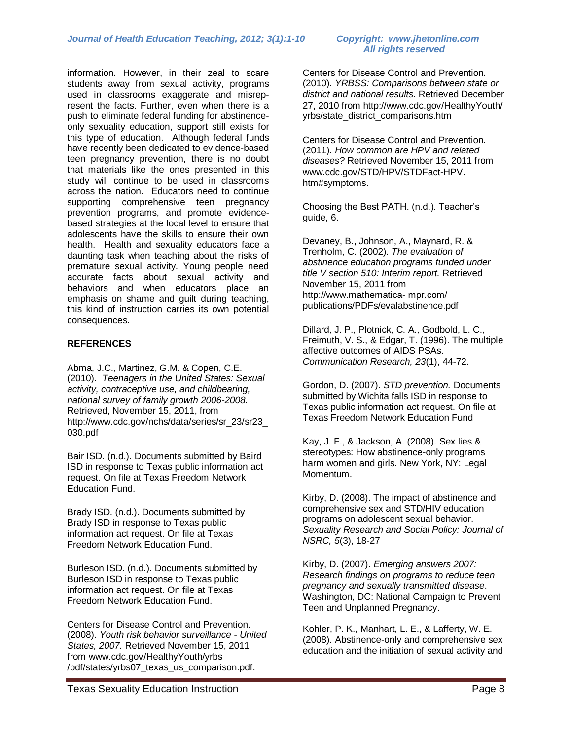information. However, in their zeal to scare students away from sexual activity, programs used in classrooms exaggerate and misrepresent the facts. Further, even when there is a push to eliminate federal funding for abstinence-only sexuality education, support still exists for this type of education. Although federal funds have recently been dedicated to evidence-based teen pregnancy prevention, there is no doubt that materials like the ones presented in this study will continue to be used in classrooms across the nation. Educators need to continue supporting comprehensive teen pregnancy prevention programs, and promote evidence-based strategies at the local level to ensure that adolescents have the skills to ensure their own health. Health and sexuality educators face a daunting task when teaching about the risks of premature sexual activity. Young people need accurate facts about sexual activity and behaviors and when educators place an emphasis on shame and guilt during teaching, this kind of instruction carries its own potential consequences.

## REFERENCES

Abma, J.C., Martinez, G.M. & Copen, C.E. (2010). *Teenagers in the United States: Sexual activity, contraceptive use, and childbearing, national survey of family growth 2006-2008.* Retrieved, November 15, 2011, from http://www.cdc.gov/nchs/data/series/sr_23/sr23_030.pdf

Bair ISD. (n.d.). Documents submitted by Baird ISD in response to Texas public information act request. On file at Texas Freedom Network Education Fund.

Brady ISD. (n.d.). Documents submitted by Brady ISD in response to Texas public information act request. On file at Texas Freedom Network Education Fund.

Burleson ISD. (n.d.). Documents submitted by Burleson ISD in response to Texas public information act request. On file at Texas Freedom Network Education Fund.

Centers for Disease Control and Prevention. (2008). *Youth risk behavior surveillance - United States, 2007.* Retrieved November 15, 2011 from www.cdc.gov/HealthyYouth/yrbs/pdf/states/yrbs07_texas_us_comparison.pdf.

Centers for Disease Control and Prevention. (2010). *YRBSS: Comparisons between state or district and national results.* Retrieved December 27, 2010 from http://www.cdc.gov/HealthyYouth/yrbs/state_district_comparisons.htm

Centers for Disease Control and Prevention. (2011). *How common are HPV and related diseases?* Retrieved November 15, 2011 from www.cdc.gov/STD/HPV/STDFact-HPV.htm#symptoms.

Choosing the Best PATH. (n.d.). Teacher's guide, 6.

Devaney, B., Johnson, A., Maynard, R. & Trenholm, C. (2002). *The evaluation of abstinence education programs funded under title V section 510: Interim report.* Retrieved November 15, 2011 from http://www.mathematica- mpr.com/publications/PDFs/evalabstinence.pdf

Dillard, J. P., Plotnick, C. A., Godbold, L. C., Freimuth, V. S., & Edgar, T. (1996). The multiple affective outcomes of AIDS PSAs. *Communication Research, 23*(1), 44-72.

Gordon, D. (2007). *STD prevention.* Documents submitted by Wichita falls ISD in response to Texas public information act request. On file at Texas Freedom Network Education Fund

Kay, J. F., & Jackson, A. (2008). Sex lies & stereotypes: How abstinence-only programs harm women and girls. New York, NY: Legal Momentum.

Kirby, D. (2008). The impact of abstinence and comprehensive sex and STD/HIV education programs on adolescent sexual behavior. *Sexuality Research and Social Policy: Journal of NSRC, 5*(3), 18-27

Kirby, D. (2007). *Emerging answers 2007: Research findings on programs to reduce teen pregnancy and sexually transmitted disease*. Washington, DC: National Campaign to Prevent Teen and Unplanned Pregnancy.

Kohler, P. K., Manhart, L. E., & Lafferty, W. E. (2008). Abstinence-only and comprehensive sex education and the initiation of sexual activity and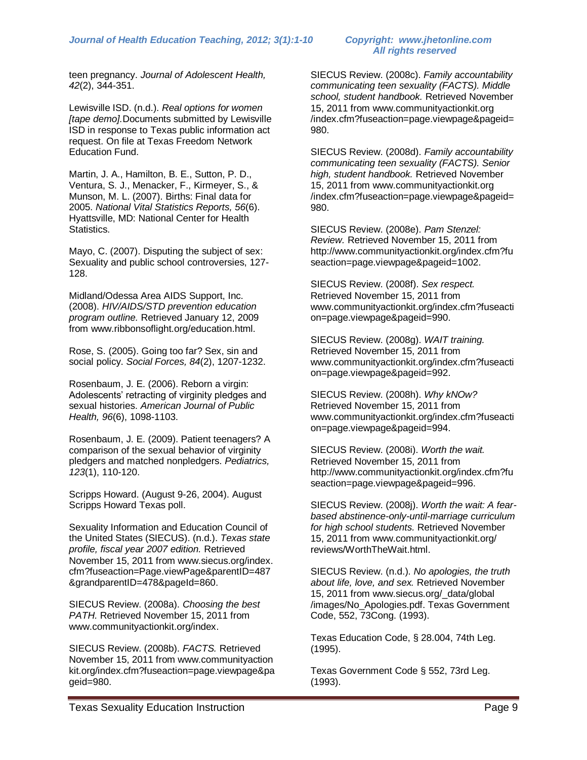teen pregnancy. *Journal of Adolescent Health, 42*(2), 344-351.

Lewisville ISD. (n.d.). *Real options for women [tape demo].*Documents submitted by Lewisville ISD in response to Texas public information act request. On file at Texas Freedom Network Education Fund.

Martin, J. A., Hamilton, B. E., Sutton, P. D., Ventura, S. J., Menacker, F., Kirmeyer, S., & Munson, M. L. (2007). Births: Final data for 2005. *National Vital Statistics Reports, 56*(6). Hyattsville, MD: National Center for Health Statistics.

Mayo, C. (2007). Disputing the subject of sex: Sexuality and public school controversies, 127-128.

Midland/Odessa Area AIDS Support, Inc. (2008). *HIV/AIDS/STD prevention education program outline.* Retrieved January 12, 2009 from www.ribbonsoflight.org/education.html.

Rose, S. (2005). Going too far? Sex, sin and social policy. *Social Forces, 84*(2), 1207-1232.

Rosenbaum, J. E. (2006). Reborn a virgin: Adolescents' retracting of virginity pledges and sexual histories. *American Journal of Public Health, 96*(6), 1098-1103.

Rosenbaum, J. E. (2009). Patient teenagers? A comparison of the sexual behavior of virginity pledgers and matched nonpledgers. *Pediatrics, 123*(1), 110-120.

Scripps Howard. (August 9-26, 2004). August Scripps Howard Texas poll.

Sexuality Information and Education Council of the United States (SIECUS). (n.d.). *Texas state profile, fiscal year 2007 edition.* Retrieved November 15, 2011 from www.siecus.org/index.cfm?fuseaction=Page.viewPage&parentID=487&grandparentID=478&pageId=860.

SIECUS Review. (2008a). *Choosing the best PATH.* Retrieved November 15, 2011 from www.communityactionkit.org/index.

SIECUS Review. (2008b). *FACTS.* Retrieved November 15, 2011 from www.communityactionkit.org/index.cfm?fuseaction=page.viewpage&pageid=980.

SIECUS Review. (2008c). *Family accountability communicating teen sexuality (FACTS). Middle school, student handbook.* Retrieved November 15, 2011 from www.communityactionkit.org/index.cfm?fuseaction=page.viewpage&pageid=980.

SIECUS Review. (2008d). *Family accountability communicating teen sexuality (FACTS). Senior high, student handbook.* Retrieved November 15, 2011 from www.communityactionkit.org/index.cfm?fuseaction=page.viewpage&pageid=980.

SIECUS Review. (2008e). *Pam Stenzel: Review.* Retrieved November 15, 2011 from http://www.communityactionkit.org/index.cfm?fuseaction=page.viewpage&pageid=1002.

SIECUS Review. (2008f). *Sex respect.* Retrieved November 15, 2011 from www.communityactionkit.org/index.cfm?fuseaction=page.viewpage&pageid=990.

SIECUS Review. (2008g). *WAIT training.* Retrieved November 15, 2011 from www.communityactionkit.org/index.cfm?fuseaction=page.viewpage&pageid=992.

SIECUS Review. (2008h). *Why kNOw?* Retrieved November 15, 2011 from www.communityactionkit.org/index.cfm?fuseaction=page.viewpage&pageid=994.

SIECUS Review. (2008i). *Worth the wait.* Retrieved November 15, 2011 from http://www.communityactionkit.org/index.cfm?fuseaction=page.viewpage&pageid=996.

SIECUS Review. (2008j). *Worth the wait: A fear-based abstinence-only-until-marriage curriculum for high school students.* Retrieved November 15, 2011 from www.communityactionkit.org/reviews/WorthTheWait.html.

SIECUS Review. (n.d.). *No apologies, the truth about life, love, and sex.* Retrieved November 15, 2011 from www.siecus.org/_data/global/images/No_Apologies.pdf. Texas Government Code, 552, 73Cong. (1993).

Texas Education Code, § 28.004, 74th Leg. (1995).

Texas Government Code § 552, 73rd Leg. (1993).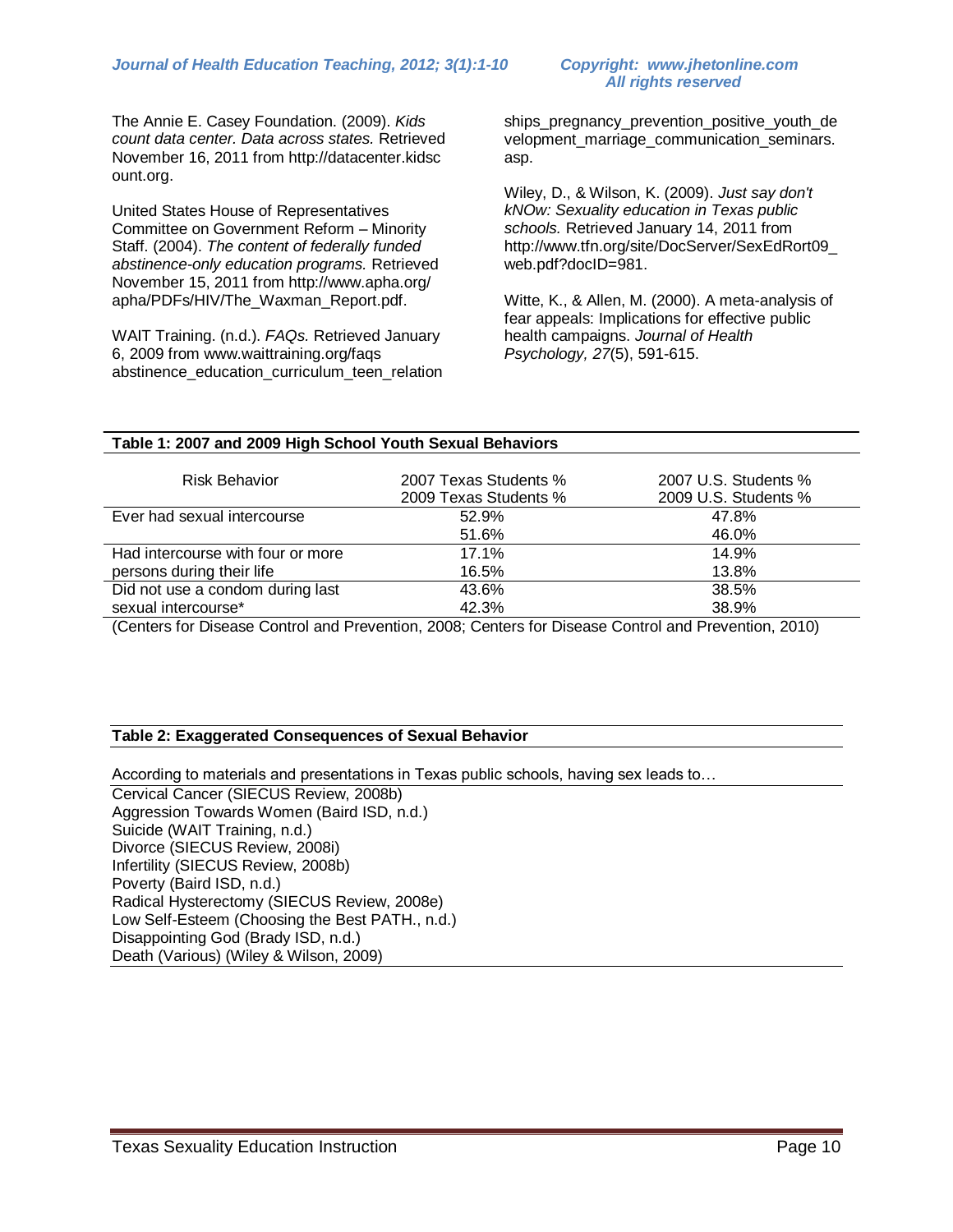The Annie E. Casey Foundation. (2009). *Kids count data center. Data across states.* Retrieved November 16, 2011 from http://datacenter.kidscount.org.

United States House of Representatives Committee on Government Reform – Minority Staff. (2004). *The content of federally funded abstinence-only education programs.* Retrieved November 15, 2011 from http://www.apha.org/apha/PDFs/HIV/The_Waxman_Report.pdf.

WAIT Training. (n.d.). *FAQs.* Retrieved January 6, 2009 from www.waittraining.org/faqs abstinence_education_curriculum_teen_relationships_pregnancy_prevention_positive_youth_development_marriage_communication_seminars.asp.

Wiley, D., & Wilson, K. (2009). *Just say don't kNOw: Sexuality education in Texas public schools.* Retrieved January 14, 2011 from http://www.tfn.org/site/DocServer/SexEdRort09_web.pdf?docID=981.

Witte, K., & Allen, M. (2000). A meta-analysis of fear appeals: Implications for effective public health campaigns. *Journal of Health Psychology, 27*(5), 591-615.

**Table 1: 2007 and 2009 High School Youth Sexual Behaviors**

| Risk Behavior | 2007 Texas Students %<br>2009 Texas Students % | 2007 U.S. Students %<br>2009 U.S. Students % |
|---|---|---|
| Ever had sexual intercourse | 52.9%<br>51.6% | 47.8%<br>46.0% |
| Had intercourse with four or more persons during their life | 17.1%<br>16.5% | 14.9%<br>13.8% |
| Did not use a condom during last sexual intercourse* | 43.6%<br>42.3% | 38.5%<br>38.9% |

(Centers for Disease Control and Prevention, 2008; Centers for Disease Control and Prevention, 2010)

**Table 2: Exaggerated Consequences of Sexual Behavior**

| According to materials and presentations in Texas public schools, having sex leads to… |
|---|
| Cervical Cancer (SIECUS Review, 2008b) |
| Aggression Towards Women (Baird ISD, n.d.) |
| Suicide (WAIT Training, n.d.) |
| Divorce (SIECUS Review, 2008i) |
| Infertility (SIECUS Review, 2008b) |
| Poverty (Baird ISD, n.d.) |
| Radical Hysterectomy (SIECUS Review, 2008e) |
| Low Self-Esteem (Choosing the Best PATH., n.d.) |
| Disappointing God (Brady ISD, n.d.) |
| Death (Various) (Wiley & Wilson, 2009) |